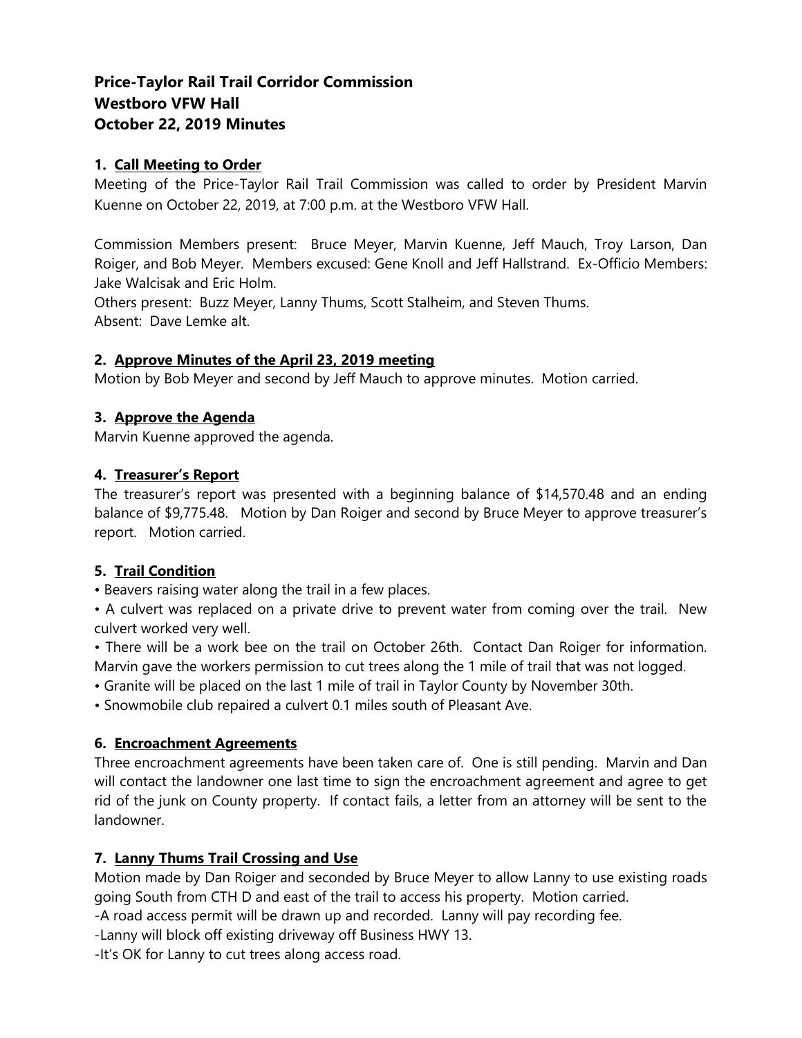# Price-Taylor Rail Trail Corridor Commission
# Westboro VFW Hall
# October 22, 2019 Minutes

## 1. Call Meeting to Order

Meeting of the Price-Taylor Rail Trail Commission was called to order by President Marvin Kuenne on October 22, 2019, at 7:00 p.m. at the Westboro VFW Hall.

Commission Members present: Bruce Meyer, Marvin Kuenne, Jeff Mauch, Troy Larson, Dan Roiger, and Bob Meyer. Members excused: Gene Knoll and Jeff Hallstrand. Ex-Officio Members: Jake Walcisak and Eric Holm.
Others present: Buzz Meyer, Lanny Thums, Scott Stalheim, and Steven Thums.
Absent: Dave Lemke alt.

## 2. Approve Minutes of the April 23, 2019 meeting

Motion by Bob Meyer and second by Jeff Mauch to approve minutes. Motion carried.

## 3. Approve the Agenda

Marvin Kuenne approved the agenda.

## 4. Treasurer's Report

The treasurer's report was presented with a beginning balance of $14,570.48 and an ending balance of $9,775.48. Motion by Dan Roiger and second by Bruce Meyer to approve treasurer's report. Motion carried.

## 5. Trail Condition

• Beavers raising water along the trail in a few places.
• A culvert was replaced on a private drive to prevent water from coming over the trail. New culvert worked very well.
• There will be a work bee on the trail on October 26th. Contact Dan Roiger for information. Marvin gave the workers permission to cut trees along the 1 mile of trail that was not logged.
• Granite will be placed on the last 1 mile of trail in Taylor County by November 30th.
• Snowmobile club repaired a culvert 0.1 miles south of Pleasant Ave.

## 6. Encroachment Agreements

Three encroachment agreements have been taken care of. One is still pending. Marvin and Dan will contact the landowner one last time to sign the encroachment agreement and agree to get rid of the junk on County property. If contact fails, a letter from an attorney will be sent to the landowner.

## 7. Lanny Thums Trail Crossing and Use

Motion made by Dan Roiger and seconded by Bruce Meyer to allow Lanny to use existing roads going South from CTH D and east of the trail to access his property. Motion carried.
-A road access permit will be drawn up and recorded. Lanny will pay recording fee.
-Lanny will block off existing driveway off Business HWY 13.
-It's OK for Lanny to cut trees along access road.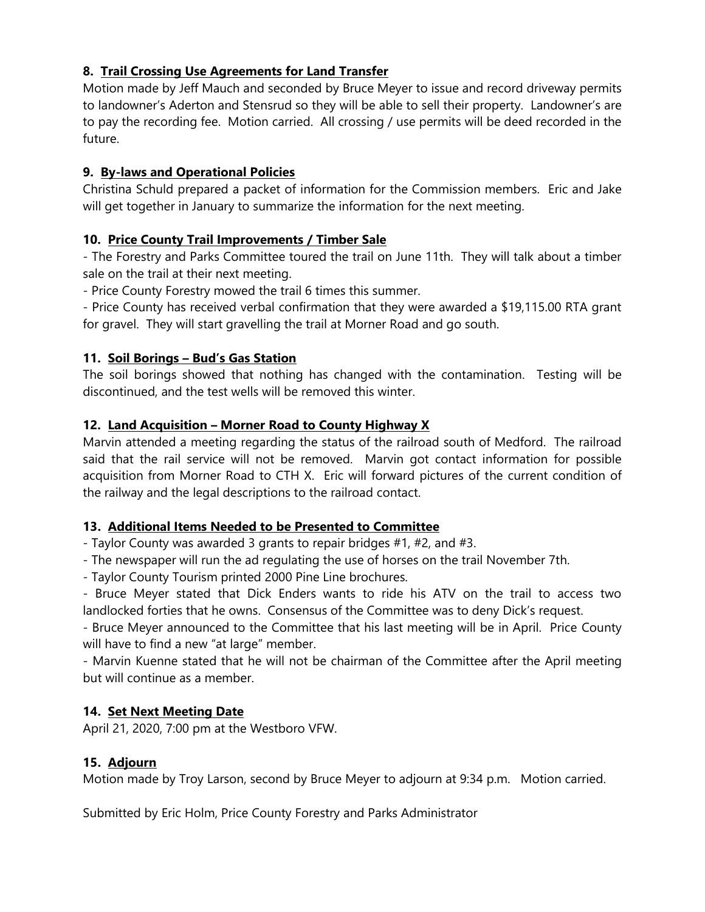### 8. Trail Crossing Use Agreements for Land Transfer

Motion made by Jeff Mauch and seconded by Bruce Meyer to issue and record driveway permits to landowner's Aderton and Stensrud so they will be able to sell their property. Landowner's are to pay the recording fee. Motion carried. All crossing / use permits will be deed recorded in the future.

### 9. By-laws and Operational Policies

Christina Schuld prepared a packet of information for the Commission members. Eric and Jake will get together in January to summarize the information for the next meeting.

### 10. Price County Trail Improvements / Timber Sale

- The Forestry and Parks Committee toured the trail on June 11th. They will talk about a timber sale on the trail at their next meeting.
- Price County Forestry mowed the trail 6 times this summer.
- Price County has received verbal confirmation that they were awarded a $19,115.00 RTA grant for gravel. They will start gravelling the trail at Morner Road and go south.

### 11. Soil Borings – Bud's Gas Station

The soil borings showed that nothing has changed with the contamination. Testing will be discontinued, and the test wells will be removed this winter.

### 12. Land Acquisition – Morner Road to County Highway X

Marvin attended a meeting regarding the status of the railroad south of Medford. The railroad said that the rail service will not be removed. Marvin got contact information for possible acquisition from Morner Road to CTH X. Eric will forward pictures of the current condition of the railway and the legal descriptions to the railroad contact.

### 13. Additional Items Needed to be Presented to Committee

- Taylor County was awarded 3 grants to repair bridges #1, #2, and #3.
- The newspaper will run the ad regulating the use of horses on the trail November 7th.
- Taylor County Tourism printed 2000 Pine Line brochures.
- Bruce Meyer stated that Dick Enders wants to ride his ATV on the trail to access two landlocked forties that he owns. Consensus of the Committee was to deny Dick's request.
- Bruce Meyer announced to the Committee that his last meeting will be in April. Price County will have to find a new "at large" member.
- Marvin Kuenne stated that he will not be chairman of the Committee after the April meeting but will continue as a member.

### 14. Set Next Meeting Date

April 21, 2020, 7:00 pm at the Westboro VFW.

### 15. Adjourn

Motion made by Troy Larson, second by Bruce Meyer to adjourn at 9:34 p.m. Motion carried.

Submitted by Eric Holm, Price County Forestry and Parks Administrator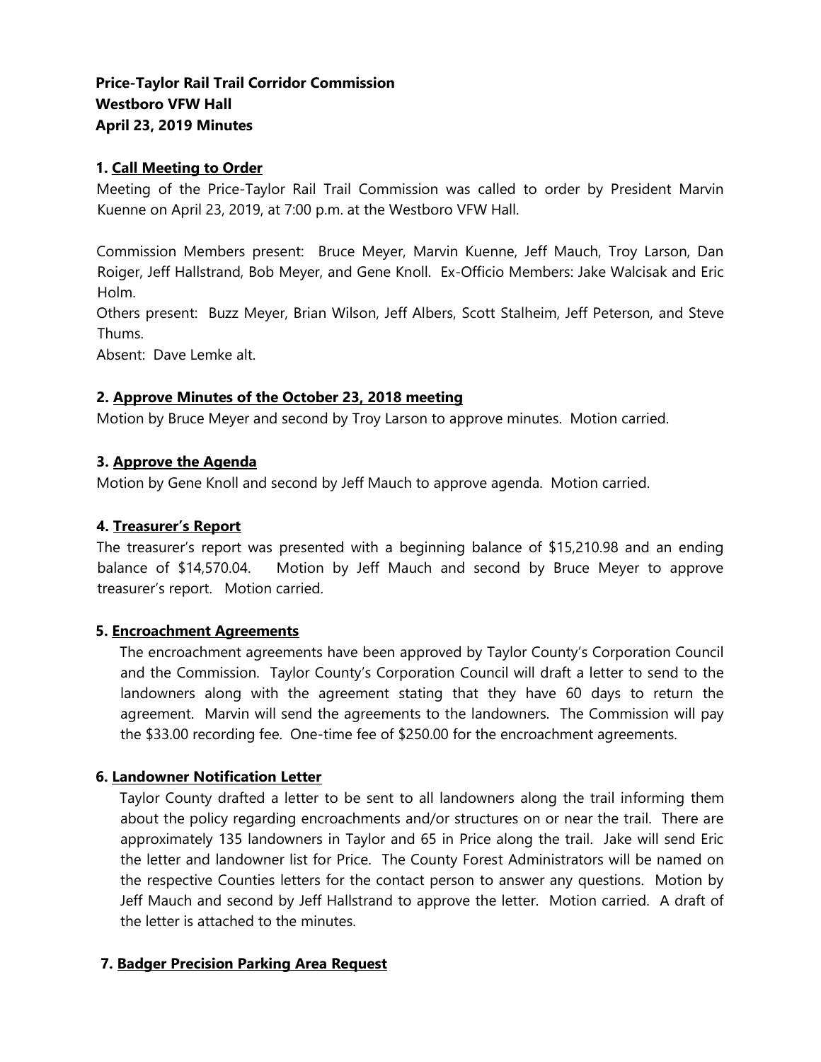**Price-Taylor Rail Trail Corridor Commission**
**Westboro VFW Hall**
**April 23, 2019 Minutes**

**1. Call Meeting to Order**

Meeting of the Price-Taylor Rail Trail Commission was called to order by President Marvin Kuenne on April 23, 2019, at 7:00 p.m. at the Westboro VFW Hall.

Commission Members present: Bruce Meyer, Marvin Kuenne, Jeff Mauch, Troy Larson, Dan Roiger, Jeff Hallstrand, Bob Meyer, and Gene Knoll. Ex-Officio Members: Jake Walcisak and Eric Holm.

Others present: Buzz Meyer, Brian Wilson, Jeff Albers, Scott Stalheim, Jeff Peterson, and Steve Thums.

Absent: Dave Lemke alt.

**2. Approve Minutes of the October 23, 2018 meeting**

Motion by Bruce Meyer and second by Troy Larson to approve minutes. Motion carried.

**3. Approve the Agenda**

Motion by Gene Knoll and second by Jeff Mauch to approve agenda. Motion carried.

**4. Treasurer's Report**

The treasurer's report was presented with a beginning balance of $15,210.98 and an ending balance of $14,570.04. Motion by Jeff Mauch and second by Bruce Meyer to approve treasurer's report. Motion carried.

**5. Encroachment Agreements**

The encroachment agreements have been approved by Taylor County's Corporation Council and the Commission. Taylor County's Corporation Council will draft a letter to send to the landowners along with the agreement stating that they have 60 days to return the agreement. Marvin will send the agreements to the landowners. The Commission will pay the $33.00 recording fee. One-time fee of $250.00 for the encroachment agreements.

**6. Landowner Notification Letter**

Taylor County drafted a letter to be sent to all landowners along the trail informing them about the policy regarding encroachments and/or structures on or near the trail. There are approximately 135 landowners in Taylor and 65 in Price along the trail. Jake will send Eric the letter and landowner list for Price. The County Forest Administrators will be named on the respective Counties letters for the contact person to answer any questions. Motion by Jeff Mauch and second by Jeff Hallstrand to approve the letter. Motion carried. A draft of the letter is attached to the minutes.

**7. Badger Precision Parking Area Request**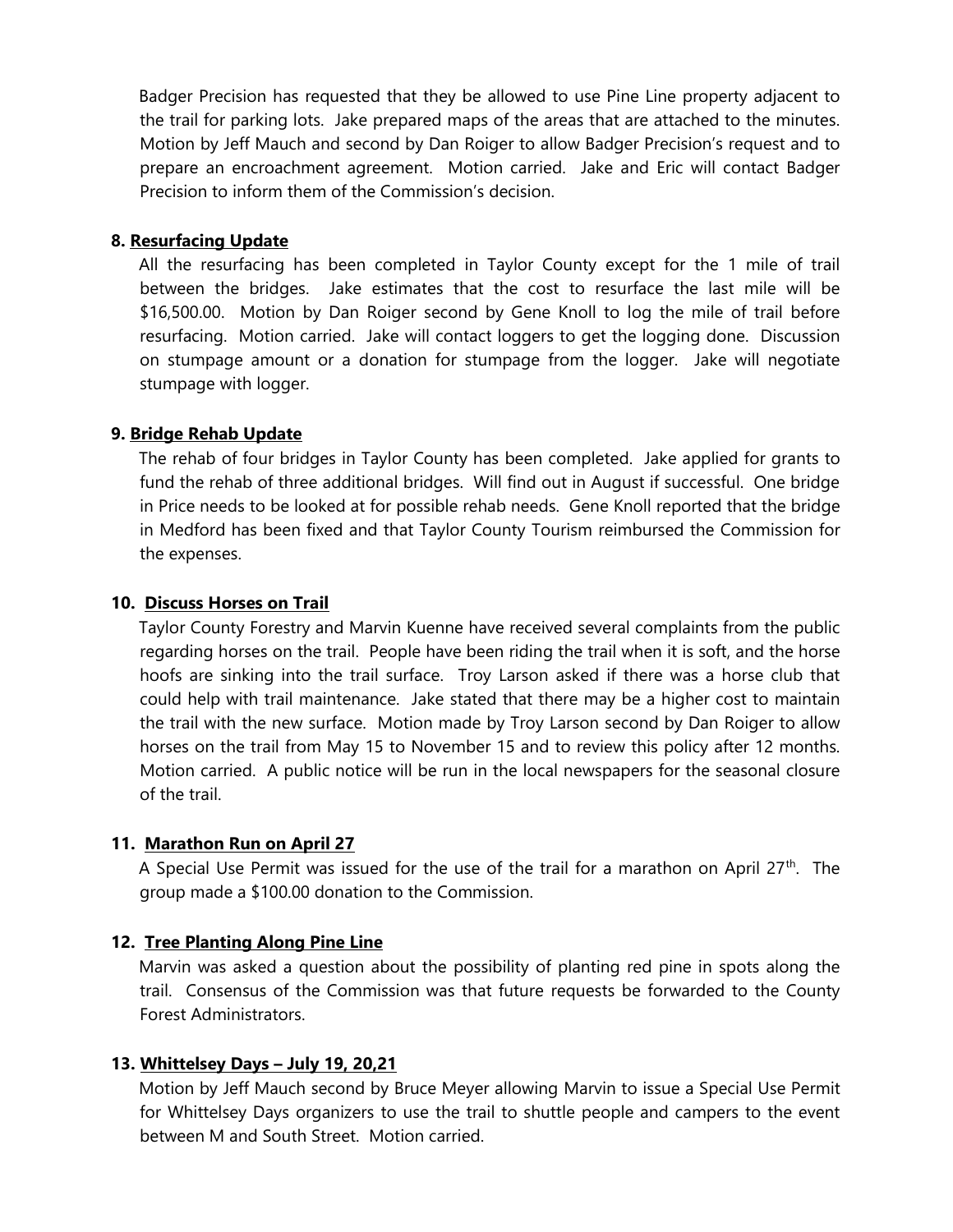Badger Precision has requested that they be allowed to use Pine Line property adjacent to the trail for parking lots. Jake prepared maps of the areas that are attached to the minutes. Motion by Jeff Mauch and second by Dan Roiger to allow Badger Precision's request and to prepare an encroachment agreement. Motion carried. Jake and Eric will contact Badger Precision to inform them of the Commission's decision.

**8. Resurfacing Update**

All the resurfacing has been completed in Taylor County except for the 1 mile of trail between the bridges. Jake estimates that the cost to resurface the last mile will be $16,500.00. Motion by Dan Roiger second by Gene Knoll to log the mile of trail before resurfacing. Motion carried. Jake will contact loggers to get the logging done. Discussion on stumpage amount or a donation for stumpage from the logger. Jake will negotiate stumpage with logger.

**9. Bridge Rehab Update**

The rehab of four bridges in Taylor County has been completed. Jake applied for grants to fund the rehab of three additional bridges. Will find out in August if successful. One bridge in Price needs to be looked at for possible rehab needs. Gene Knoll reported that the bridge in Medford has been fixed and that Taylor County Tourism reimbursed the Commission for the expenses.

**10. Discuss Horses on Trail**

Taylor County Forestry and Marvin Kuenne have received several complaints from the public regarding horses on the trail. People have been riding the trail when it is soft, and the horse hoofs are sinking into the trail surface. Troy Larson asked if there was a horse club that could help with trail maintenance. Jake stated that there may be a higher cost to maintain the trail with the new surface. Motion made by Troy Larson second by Dan Roiger to allow horses on the trail from May 15 to November 15 and to review this policy after 12 months. Motion carried. A public notice will be run in the local newspapers for the seasonal closure of the trail.

**11. Marathon Run on April 27**

A Special Use Permit was issued for the use of the trail for a marathon on April 27th. The group made a $100.00 donation to the Commission.

**12. Tree Planting Along Pine Line**

Marvin was asked a question about the possibility of planting red pine in spots along the trail. Consensus of the Commission was that future requests be forwarded to the County Forest Administrators.

**13. Whittelsey Days – July 19, 20,21**

Motion by Jeff Mauch second by Bruce Meyer allowing Marvin to issue a Special Use Permit for Whittelsey Days organizers to use the trail to shuttle people and campers to the event between M and South Street. Motion carried.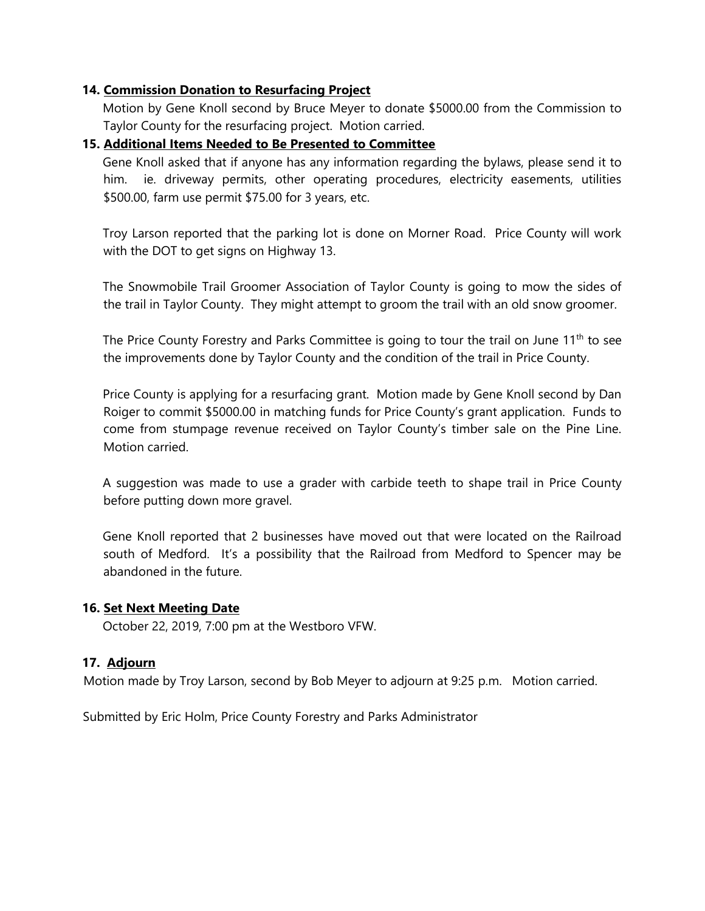**14. <u>Commission Donation to Resurfacing Project</u>**

Motion by Gene Knoll second by Bruce Meyer to donate $5000.00 from the Commission to Taylor County for the resurfacing project. Motion carried.

**15. <u>Additional Items Needed to Be Presented to Committee</u>**

Gene Knoll asked that if anyone has any information regarding the bylaws, please send it to him. ie. driveway permits, other operating procedures, electricity easements, utilities $500.00, farm use permit $75.00 for 3 years, etc.

Troy Larson reported that the parking lot is done on Morner Road. Price County will work with the DOT to get signs on Highway 13.

The Snowmobile Trail Groomer Association of Taylor County is going to mow the sides of the trail in Taylor County. They might attempt to groom the trail with an old snow groomer.

The Price County Forestry and Parks Committee is going to tour the trail on June 11th to see the improvements done by Taylor County and the condition of the trail in Price County.

Price County is applying for a resurfacing grant. Motion made by Gene Knoll second by Dan Roiger to commit $5000.00 in matching funds for Price County's grant application. Funds to come from stumpage revenue received on Taylor County's timber sale on the Pine Line. Motion carried.

A suggestion was made to use a grader with carbide teeth to shape trail in Price County before putting down more gravel.

Gene Knoll reported that 2 businesses have moved out that were located on the Railroad south of Medford. It's a possibility that the Railroad from Medford to Spencer may be abandoned in the future.

**16. <u>Set Next Meeting Date</u>**

October 22, 2019, 7:00 pm at the Westboro VFW.

**17. <u>Adjourn</u>**

Motion made by Troy Larson, second by Bob Meyer to adjourn at 9:25 p.m. Motion carried.

Submitted by Eric Holm, Price County Forestry and Parks Administrator